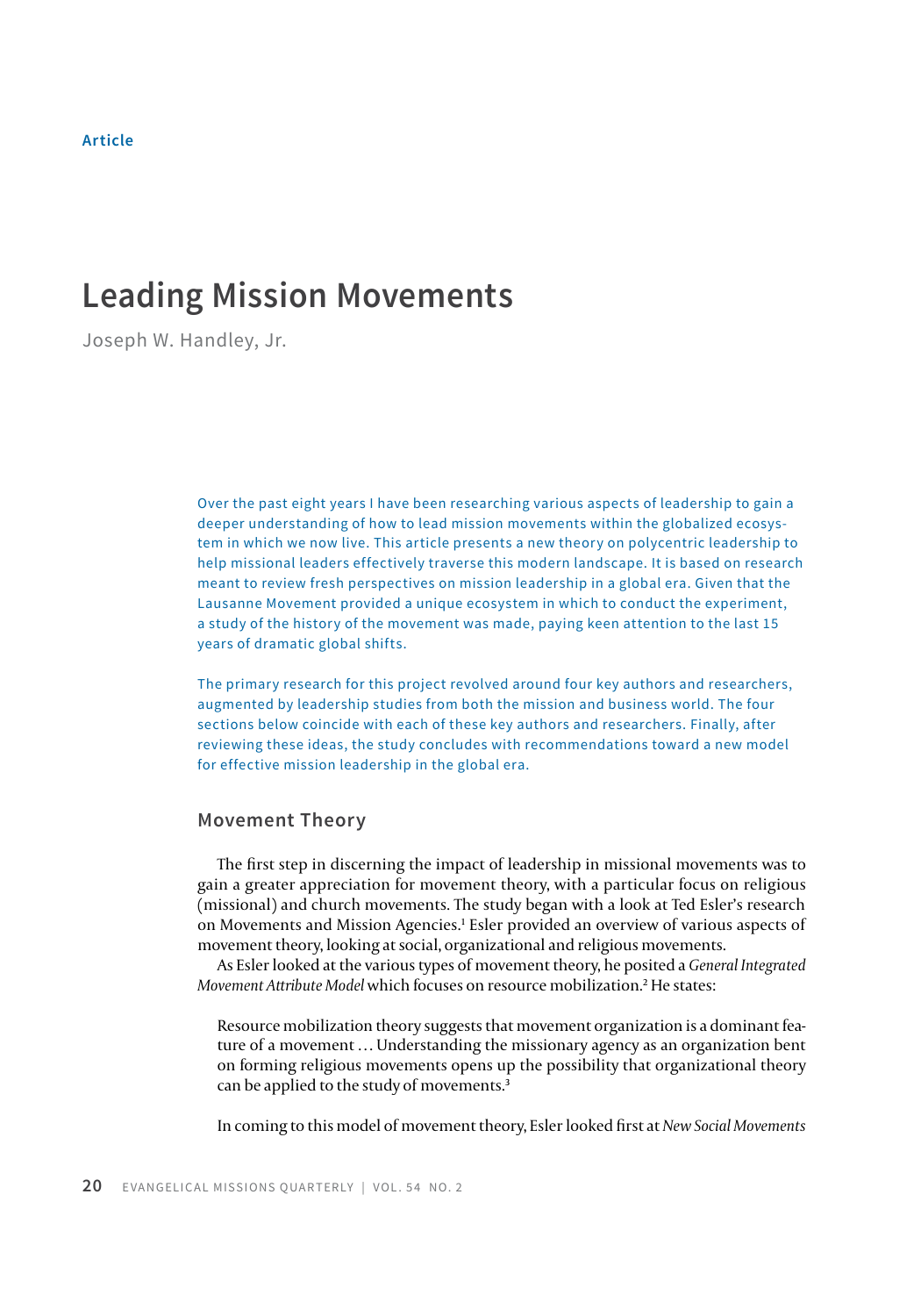Article

# Leading Mission Movements

Joseph W. Handley, Jr.

Over the past eight years I have been researching various aspects of leadership to gain a deeper understanding of how to lead mission movements within the globalized ecosystem in which we now live. This article presents a new theory on polycentric leadership to help missional leaders effectively traverse this modern landscape. It is based on research meant to review fresh perspectives on mission leadership in a global era. Given that the Lausanne Movement provided a unique ecosystem in which to conduct the experiment, a study of the history of the movement was made, paying keen attention to the last 15 years of dramatic global shifts.

The primary research for this project revolved around four key authors and researchers, augmented by leadership studies from both the mission and business world. The four sections below coincide with each of these key authors and researchers. Finally, after reviewing these ideas, the study concludes with recommendations toward a new model for effective mission leadership in the global era.

## Movement Theory

The first step in discerning the impact of leadership in missional movements was to gain a greater appreciation for movement theory, with a particular focus on religious (missional) and church movements. The study began with a look at Ted Esler's research on Movements and Mission Agencies.[1] Esler provided an overview of various aspects of movement theory, looking at social, organizational and religious movements.

As Esler looked at the various types of movement theory, he posited a *General Integrated Movement Attribute Model* which focuses on resource mobilization.[2] He states:

> Resource mobilization theory suggests that movement organization is a dominant feature of a movement … Understanding the missionary agency as an organization bent on forming religious movements opens up the possibility that organizational theory can be applied to the study of movements.[3]

In coming to this model of movement theory, Esler looked first at *New Social Movements*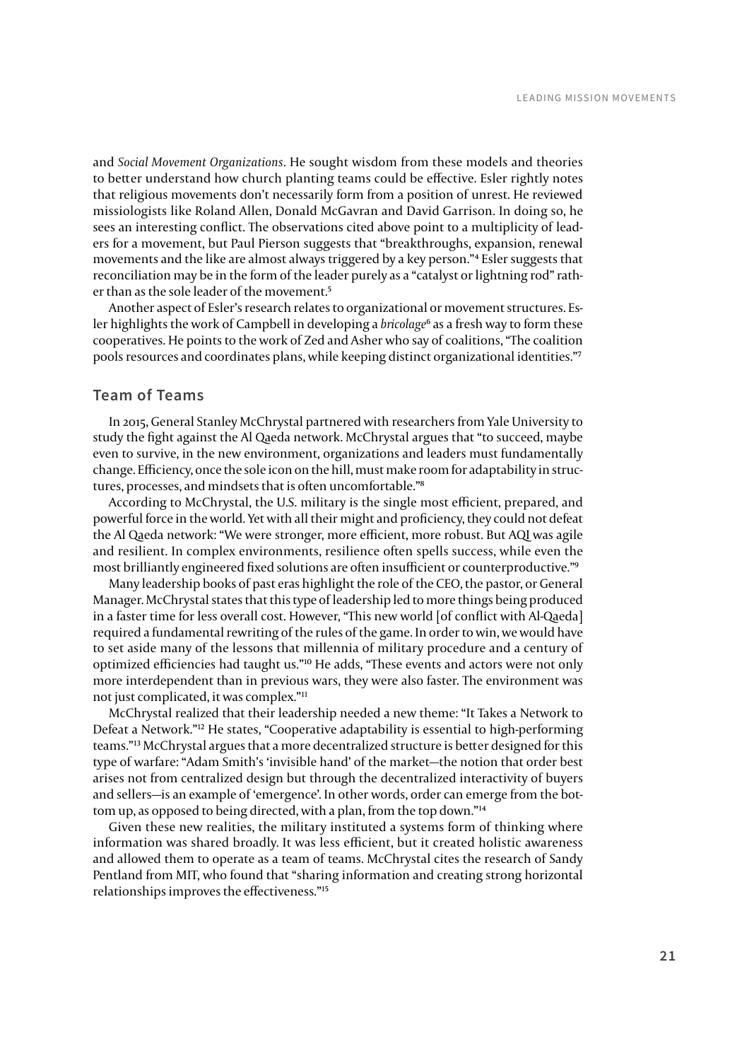and *Social Movement Organizations*. He sought wisdom from these models and theories to better understand how church planting teams could be effective. Esler rightly notes that religious movements don't necessarily form from a position of unrest. He reviewed missiologists like Roland Allen, Donald McGavran and David Garrison. In doing so, he sees an interesting conflict. The observations cited above point to a multiplicity of leaders for a movement, but Paul Pierson suggests that "breakthroughs, expansion, renewal movements and the like are almost always triggered by a key person."[4] Esler suggests that reconciliation may be in the form of the leader purely as a "catalyst or lightning rod" rather than as the sole leader of the movement.[5]

Another aspect of Esler's research relates to organizational or movement structures. Esler highlights the work of Campbell in developing a *bricolage*[6] as a fresh way to form these cooperatives. He points to the work of Zed and Asher who say of coalitions, "The coalition pools resources and coordinates plans, while keeping distinct organizational identities."[7]

## Team of Teams

In 2015, General Stanley McChrystal partnered with researchers from Yale University to study the fight against the Al Qaeda network. McChrystal argues that "to succeed, maybe even to survive, in the new environment, organizations and leaders must fundamentally change. Efficiency, once the sole icon on the hill, must make room for adaptability in structures, processes, and mindsets that is often uncomfortable."[8]

According to McChrystal, the U.S. military is the single most efficient, prepared, and powerful force in the world. Yet with all their might and proficiency, they could not defeat the Al Qaeda network: "We were stronger, more efficient, more robust. But AQI was agile and resilient. In complex environments, resilience often spells success, while even the most brilliantly engineered fixed solutions are often insufficient or counterproductive."[9]

Many leadership books of past eras highlight the role of the CEO, the pastor, or General Manager. McChrystal states that this type of leadership led to more things being produced in a faster time for less overall cost. However, "This new world [of conflict with Al-Qaeda] required a fundamental rewriting of the rules of the game. In order to win, we would have to set aside many of the lessons that millennia of military procedure and a century of optimized efficiencies had taught us."[10] He adds, "These events and actors were not only more interdependent than in previous wars, they were also faster. The environment was not just complicated, it was complex."[11]

McChrystal realized that their leadership needed a new theme: "It Takes a Network to Defeat a Network."[12] He states, "Cooperative adaptability is essential to high-performing teams."[13] McChrystal argues that a more decentralized structure is better designed for this type of warfare: "Adam Smith's 'invisible hand' of the market—the notion that order best arises not from centralized design but through the decentralized interactivity of buyers and sellers—is an example of 'emergence'. In other words, order can emerge from the bottom up, as opposed to being directed, with a plan, from the top down."[14]

Given these new realities, the military instituted a systems form of thinking where information was shared broadly. It was less efficient, but it created holistic awareness and allowed them to operate as a team of teams. McChrystal cites the research of Sandy Pentland from MIT, who found that "sharing information and creating strong horizontal relationships improves the effectiveness."[15]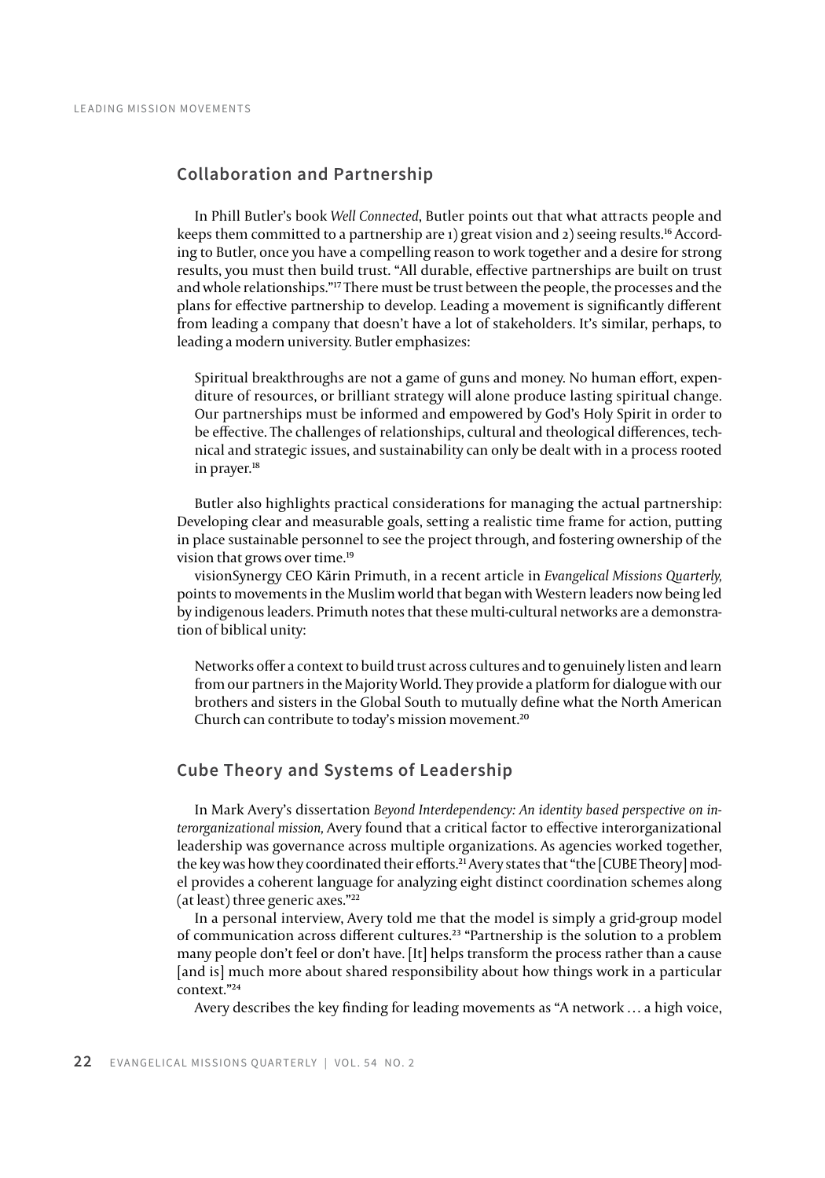## Collaboration and Partnership

In Phill Butler's book *Well Connected*, Butler points out that what attracts people and keeps them committed to a partnership are 1) great vision and 2) seeing results.[16] According to Butler, once you have a compelling reason to work together and a desire for strong results, you must then build trust. "All durable, effective partnerships are built on trust and whole relationships."[17] There must be trust between the people, the processes and the plans for effective partnership to develop. Leading a movement is significantly different from leading a company that doesn't have a lot of stakeholders. It's similar, perhaps, to leading a modern university. Butler emphasizes:

> Spiritual breakthroughs are not a game of guns and money. No human effort, expenditure of resources, or brilliant strategy will alone produce lasting spiritual change. Our partnerships must be informed and empowered by God's Holy Spirit in order to be effective. The challenges of relationships, cultural and theological differences, technical and strategic issues, and sustainability can only be dealt with in a process rooted in prayer.[18]

Butler also highlights practical considerations for managing the actual partnership: Developing clear and measurable goals, setting a realistic time frame for action, putting in place sustainable personnel to see the project through, and fostering ownership of the vision that grows over time.[19]

visionSynergy CEO Kärin Primuth, in a recent article in *Evangelical Missions Quarterly,* points to movements in the Muslim world that began with Western leaders now being led by indigenous leaders. Primuth notes that these multi-cultural networks are a demonstration of biblical unity:

> Networks offer a context to build trust across cultures and to genuinely listen and learn from our partners in the Majority World. They provide a platform for dialogue with our brothers and sisters in the Global South to mutually define what the North American Church can contribute to today's mission movement.[20]

## Cube Theory and Systems of Leadership

In Mark Avery's dissertation *Beyond Interdependency: An identity based perspective on interorganizational mission,* Avery found that a critical factor to effective interorganizational leadership was governance across multiple organizations. As agencies worked together, the key was how they coordinated their efforts.[21] Avery states that "the [CUBE Theory] model provides a coherent language for analyzing eight distinct coordination schemes along (at least) three generic axes."[22]

In a personal interview, Avery told me that the model is simply a grid-group model of communication across different cultures.[23] "Partnership is the solution to a problem many people don't feel or don't have. [It] helps transform the process rather than a cause [and is] much more about shared responsibility about how things work in a particular context."[24]

Avery describes the key finding for leading movements as "A network … a high voice,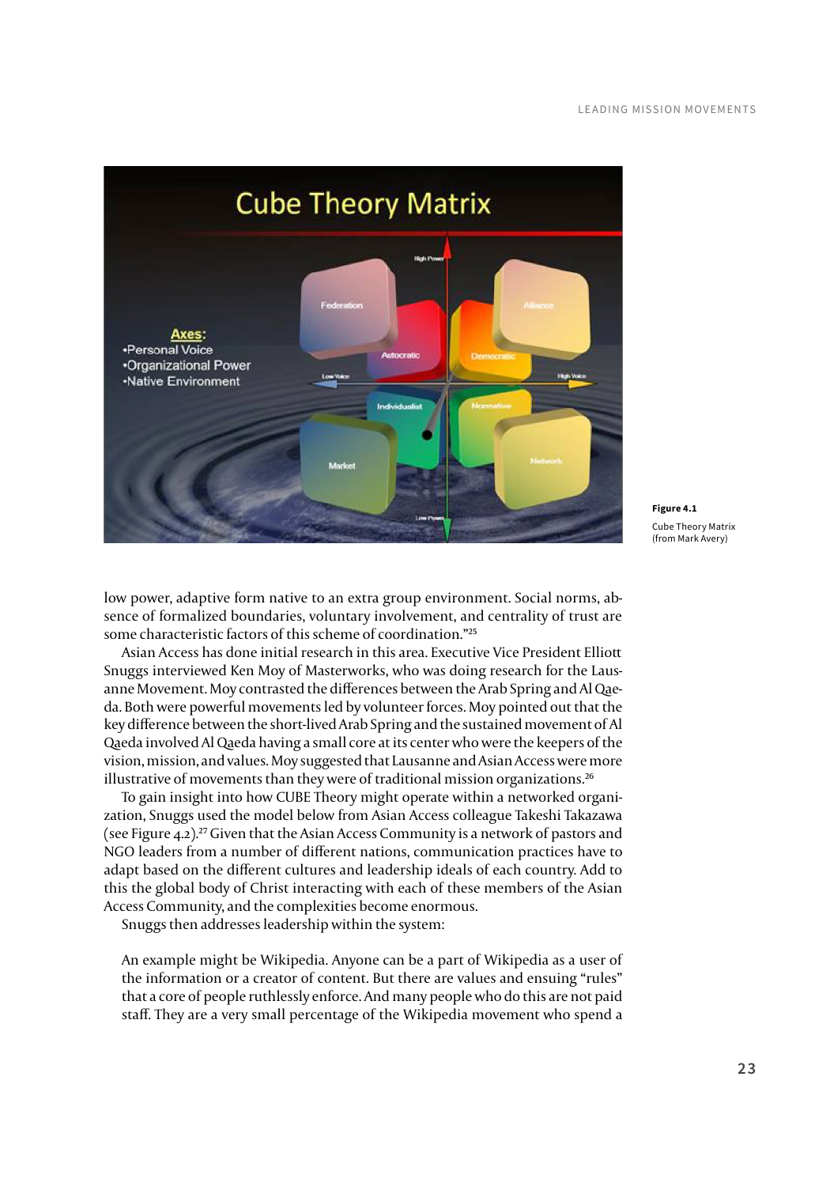Figure 4.1
Cube Theory Matrix (from Mark Avery)

low power, adaptive form native to an extra group environment. Social norms, absence of formalized boundaries, voluntary involvement, and centrality of trust are some characteristic factors of this scheme of coordination."[25]

Asian Access has done initial research in this area. Executive Vice President Elliott Snuggs interviewed Ken Moy of Masterworks, who was doing research for the Lausanne Movement. Moy contrasted the differences between the Arab Spring and Al Qaeda. Both were powerful movements led by volunteer forces. Moy pointed out that the key difference between the short-lived Arab Spring and the sustained movement of Al Qaeda involved Al Qaeda having a small core at its center who were the keepers of the vision, mission, and values. Moy suggested that Lausanne and Asian Access were more illustrative of movements than they were of traditional mission organizations.[26]

To gain insight into how CUBE Theory might operate within a networked organization, Snuggs used the model below from Asian Access colleague Takeshi Takazawa (see Figure 4.2).[27] Given that the Asian Access Community is a network of pastors and NGO leaders from a number of different nations, communication practices have to adapt based on the different cultures and leadership ideals of each country. Add to this the global body of Christ interacting with each of these members of the Asian Access Community, and the complexities become enormous.

Snuggs then addresses leadership within the system:

> An example might be Wikipedia. Anyone can be a part of Wikipedia as a user of the information or a creator of content. But there are values and ensuing "rules" that a core of people ruthlessly enforce. And many people who do this are not paid staff. They are a very small percentage of the Wikipedia movement who spend a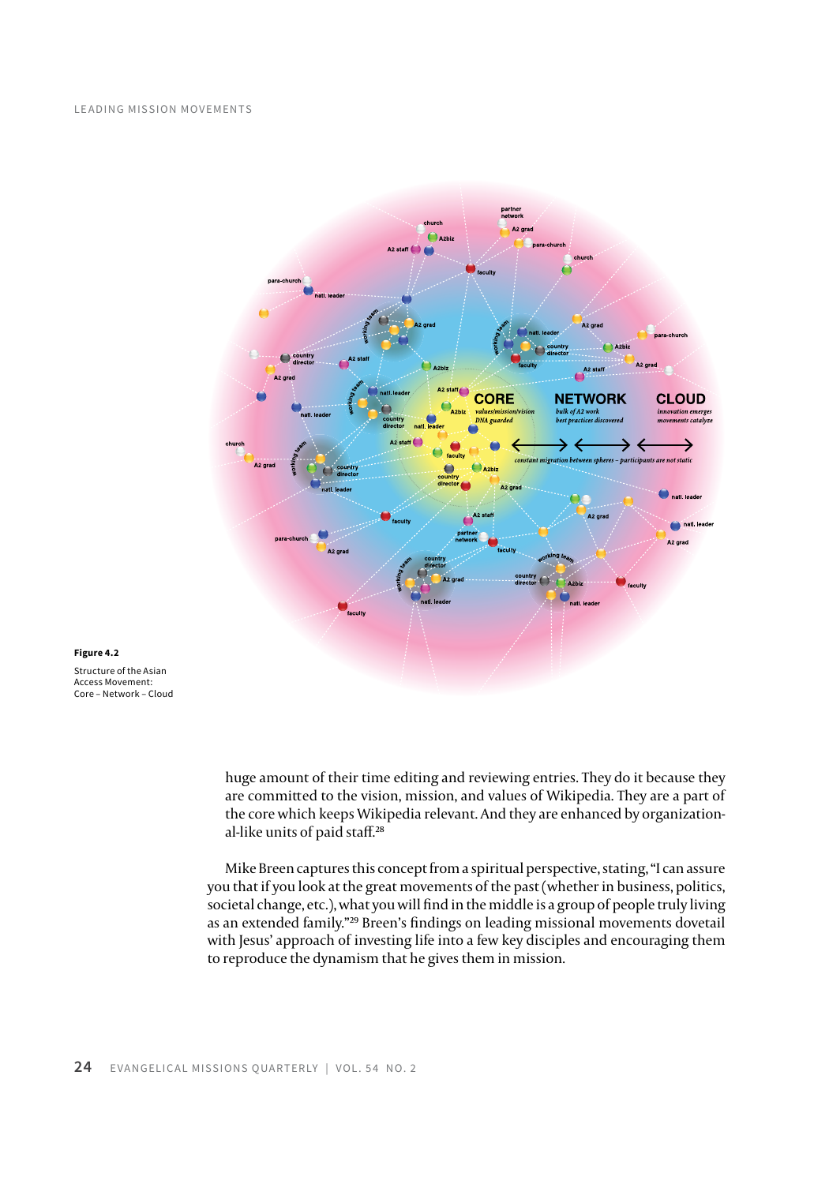**Figure 4.2**

Structure of the Asian Access Movement: Core – Network – Cloud

huge amount of their time editing and reviewing entries. They do it because they are committed to the vision, mission, and values of Wikipedia. They are a part of the core which keeps Wikipedia relevant. And they are enhanced by organizational-like units of paid staff.[28]

Mike Breen captures this concept from a spiritual perspective, stating, "I can assure you that if you look at the great movements of the past (whether in business, politics, societal change, etc.), what you will find in the middle is a group of people truly living as an extended family."[29] Breen's findings on leading missional movements dovetail with Jesus' approach of investing life into a few key disciples and encouraging them to reproduce the dynamism that he gives them in mission.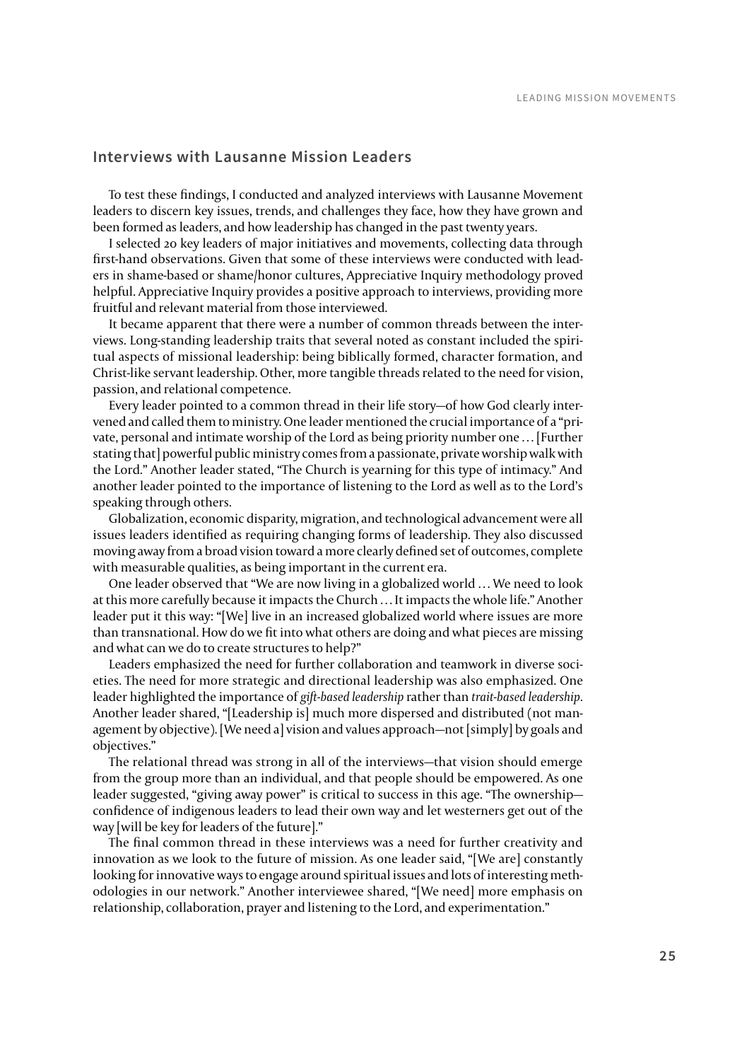## Interviews with Lausanne Mission Leaders

To test these findings, I conducted and analyzed interviews with Lausanne Movement leaders to discern key issues, trends, and challenges they face, how they have grown and been formed as leaders, and how leadership has changed in the past twenty years.

I selected 20 key leaders of major initiatives and movements, collecting data through first-hand observations. Given that some of these interviews were conducted with leaders in shame-based or shame/honor cultures, Appreciative Inquiry methodology proved helpful. Appreciative Inquiry provides a positive approach to interviews, providing more fruitful and relevant material from those interviewed.

It became apparent that there were a number of common threads between the interviews. Long-standing leadership traits that several noted as constant included the spiritual aspects of missional leadership: being biblically formed, character formation, and Christ-like servant leadership. Other, more tangible threads related to the need for vision, passion, and relational competence.

Every leader pointed to a common thread in their life story—of how God clearly intervened and called them to ministry. One leader mentioned the crucial importance of a "private, personal and intimate worship of the Lord as being priority number one … [Further stating that] powerful public ministry comes from a passionate, private worship walk with the Lord." Another leader stated, "The Church is yearning for this type of intimacy." And another leader pointed to the importance of listening to the Lord as well as to the Lord's speaking through others.

Globalization, economic disparity, migration, and technological advancement were all issues leaders identified as requiring changing forms of leadership. They also discussed moving away from a broad vision toward a more clearly defined set of outcomes, complete with measurable qualities, as being important in the current era.

One leader observed that "We are now living in a globalized world … We need to look at this more carefully because it impacts the Church … It impacts the whole life." Another leader put it this way: "[We] live in an increased globalized world where issues are more than transnational. How do we fit into what others are doing and what pieces are missing and what can we do to create structures to help?"

Leaders emphasized the need for further collaboration and teamwork in diverse societies. The need for more strategic and directional leadership was also emphasized. One leader highlighted the importance of *gift-based leadership* rather than *trait-based leadership*. Another leader shared, "[Leadership is] much more dispersed and distributed (not management by objective). [We need a] vision and values approach—not [simply] by goals and objectives."

The relational thread was strong in all of the interviews—that vision should emerge from the group more than an individual, and that people should be empowered. As one leader suggested, "giving away power" is critical to success in this age. "The ownership—confidence of indigenous leaders to lead their own way and let westerners get out of the way [will be key for leaders of the future]."

The final common thread in these interviews was a need for further creativity and innovation as we look to the future of mission. As one leader said, "[We are] constantly looking for innovative ways to engage around spiritual issues and lots of interesting methodologies in our network." Another interviewee shared, "[We need] more emphasis on relationship, collaboration, prayer and listening to the Lord, and experimentation."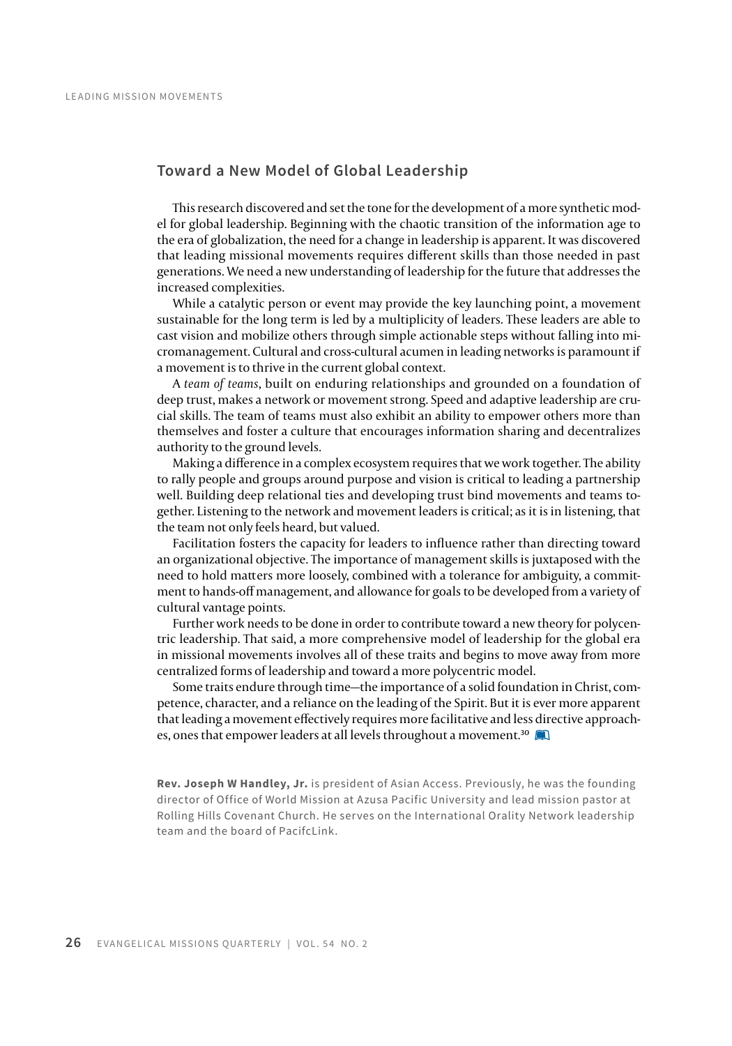## Toward a New Model of Global Leadership

This research discovered and set the tone for the development of a more synthetic model for global leadership. Beginning with the chaotic transition of the information age to the era of globalization, the need for a change in leadership is apparent. It was discovered that leading missional movements requires different skills than those needed in past generations. We need a new understanding of leadership for the future that addresses the increased complexities.

While a catalytic person or event may provide the key launching point, a movement sustainable for the long term is led by a multiplicity of leaders. These leaders are able to cast vision and mobilize others through simple actionable steps without falling into micromanagement. Cultural and cross-cultural acumen in leading networks is paramount if a movement is to thrive in the current global context.

A *team of teams*, built on enduring relationships and grounded on a foundation of deep trust, makes a network or movement strong. Speed and adaptive leadership are crucial skills. The team of teams must also exhibit an ability to empower others more than themselves and foster a culture that encourages information sharing and decentralizes authority to the ground levels.

Making a difference in a complex ecosystem requires that we work together. The ability to rally people and groups around purpose and vision is critical to leading a partnership well. Building deep relational ties and developing trust bind movements and teams together. Listening to the network and movement leaders is critical; as it is in listening, that the team not only feels heard, but valued.

Facilitation fosters the capacity for leaders to influence rather than directing toward an organizational objective. The importance of management skills is juxtaposed with the need to hold matters more loosely, combined with a tolerance for ambiguity, a commitment to hands-off management, and allowance for goals to be developed from a variety of cultural vantage points.

Further work needs to be done in order to contribute toward a new theory for polycentric leadership. That said, a more comprehensive model of leadership for the global era in missional movements involves all of these traits and begins to move away from more centralized forms of leadership and toward a more polycentric model.

Some traits endure through time—the importance of a solid foundation in Christ, competence, character, and a reliance on the leading of the Spirit. But it is ever more apparent that leading a movement effectively requires more facilitative and less directive approaches, ones that empower leaders at all levels throughout a movement.[30]

**Rev. Joseph W Handley, Jr.** is president of Asian Access. Previously, he was the founding director of Office of World Mission at Azusa Pacific University and lead mission pastor at Rolling Hills Covenant Church. He serves on the International Orality Network leadership team and the board of PacifcLink.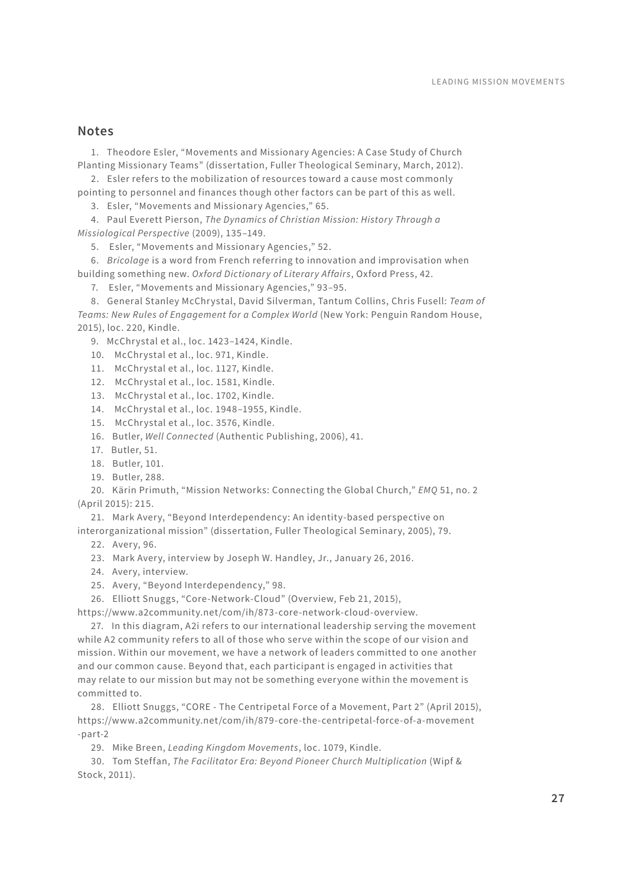## Notes

1. Theodore Esler, "Movements and Missionary Agencies: A Case Study of Church Planting Missionary Teams" (dissertation, Fuller Theological Seminary, March, 2012).
2. Esler refers to the mobilization of resources toward a cause most commonly pointing to personnel and finances though other factors can be part of this as well.
3. Esler, "Movements and Missionary Agencies," 65.
4. Paul Everett Pierson, *The Dynamics of Christian Mission: History Through a Missiological Perspective* (2009), 135–149.
5. Esler, "Movements and Missionary Agencies," 52.
6. *Bricolage* is a word from French referring to innovation and improvisation when building something new. *Oxford Dictionary of Literary Affairs*, Oxford Press, 42.
7. Esler, "Movements and Missionary Agencies," 93–95.
8. General Stanley McChrystal, David Silverman, Tantum Collins, Chris Fusell: *Team of Teams: New Rules of Engagement for a Complex World* (New York: Penguin Random House, 2015), loc. 220, Kindle.
9. McChrystal et al., loc. 1423–1424, Kindle.
10. McChrystal et al., loc. 971, Kindle.
11. McChrystal et al., loc. 1127, Kindle.
12. McChrystal et al., loc. 1581, Kindle.
13. McChrystal et al., loc. 1702, Kindle.
14. McChrystal et al., loc. 1948–1955, Kindle.
15. McChrystal et al., loc. 3576, Kindle.
16. Butler, *Well Connected* (Authentic Publishing, 2006), 41.
17. Butler, 51.
18. Butler, 101.
19. Butler, 288.
20. Kärin Primuth, "Mission Networks: Connecting the Global Church," *EMQ* 51, no. 2 (April 2015): 215.
21. Mark Avery, "Beyond Interdependency: An identity-based perspective on interorganizational mission" (dissertation, Fuller Theological Seminary, 2005), 79.
22. Avery, 96.
23. Mark Avery, interview by Joseph W. Handley, Jr., January 26, 2016.
24. Avery, interview.
25. Avery, "Beyond Interdependency," 98.
26. Elliott Snuggs, "Core-Network-Cloud" (Overview, Feb 21, 2015), https://www.a2community.net/com/ih/873-core-network-cloud-overview.
27. In this diagram, A2i refers to our international leadership serving the movement while A2 community refers to all of those who serve within the scope of our vision and mission. Within our movement, we have a network of leaders committed to one another and our common cause. Beyond that, each participant is engaged in activities that may relate to our mission but may not be something everyone within the movement is committed to.
28. Elliott Snuggs, "CORE - The Centripetal Force of a Movement, Part 2" (April 2015), https://www.a2community.net/com/ih/879-core-the-centripetal-force-of-a-movement-part-2
29. Mike Breen, *Leading Kingdom Movements*, loc. 1079, Kindle.
30. Tom Steffan, *The Facilitator Era: Beyond Pioneer Church Multiplication* (Wipf & Stock, 2011).